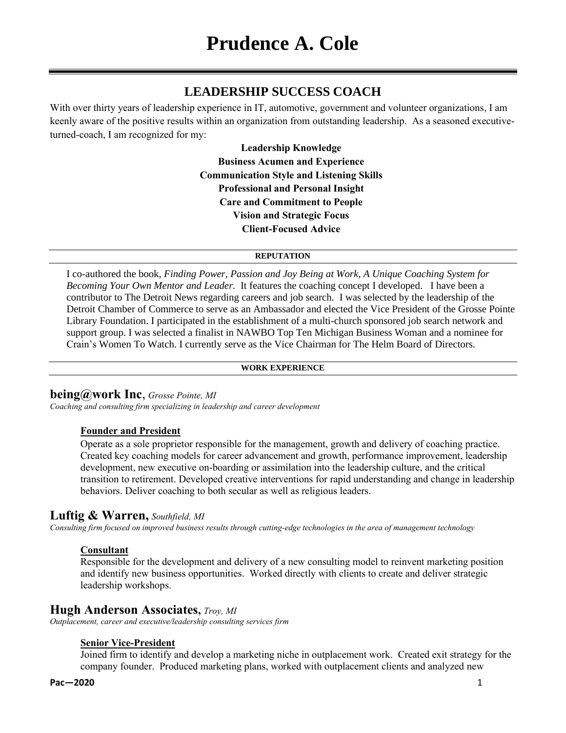# Prudence A. Cole

## LEADERSHIP SUCCESS COACH

With over thirty years of leadership experience in IT, automotive, government and volunteer organizations, I am keenly aware of the positive results within an organization from outstanding leadership. As a seasoned executive-turned-coach, I am recognized for my:

**Leadership Knowledge**
**Business Acumen and Experience**
**Communication Style and Listening Skills**
**Professional and Personal Insight**
**Care and Commitment to People**
**Vision and Strategic Focus**
**Client-Focused Advice**

### REPUTATION

I co-authored the book, *Finding Power, Passion and Joy Being at Work, A Unique Coaching System for Becoming Your Own Mentor and Leader.* It features the coaching concept I developed. I have been a contributor to The Detroit News regarding careers and job search. I was selected by the leadership of the Detroit Chamber of Commerce to serve as an Ambassador and elected the Vice President of the Grosse Pointe Library Foundation. I participated in the establishment of a multi-church sponsored job search network and support group. I was selected a finalist in NAWBO Top Ten Michigan Business Woman and a nominee for Crain's Women To Watch. I currently serve as the Vice Chairman for The Helm Board of Directors.

### WORK EXPERIENCE

**being@work Inc**, *Grosse Pointe, MI*
*Coaching and consulting firm specializing in leadership and career development*

**Founder and President**
Operate as a sole proprietor responsible for the management, growth and delivery of coaching practice. Created key coaching models for career advancement and growth, performance improvement, leadership development, new executive on-boarding or assimilation into the leadership culture, and the critical transition to retirement. Developed creative interventions for rapid understanding and change in leadership behaviors. Deliver coaching to both secular as well as religious leaders.

**Luftig & Warren,** *Southfield, MI*
*Consulting firm focused on improved business results through cutting-edge technologies in the area of management technology*

**Consultant**
Responsible for the development and delivery of a new consulting model to reinvent marketing position and identify new business opportunities. Worked directly with clients to create and deliver strategic leadership workshops.

**Hugh Anderson Associates,** *Troy, MI*
*Outplacement, career and executive/leadership consulting services firm*

**Senior Vice-President**
Joined firm to identify and develop a marketing niche in outplacement work. Created exit strategy for the company founder. Produced marketing plans, worked with outplacement clients and analyzed new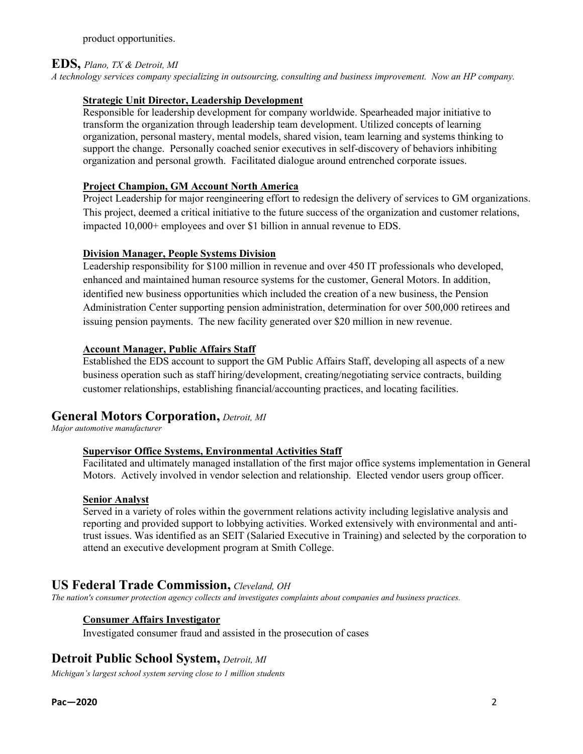product opportunities.

## **EDS,** *Plano, TX & Detroit, MI*

*A technology services company specializing in outsourcing, consulting and business improvement. Now an HP company.*

### **Strategic Unit Director, Leadership Development**

Responsible for leadership development for company worldwide. Spearheaded major initiative to transform the organization through leadership team development. Utilized concepts of learning organization, personal mastery, mental models, shared vision, team learning and systems thinking to support the change. Personally coached senior executives in self-discovery of behaviors inhibiting organization and personal growth. Facilitated dialogue around entrenched corporate issues.

### **Project Champion, GM Account North America**

Project Leadership for major reengineering effort to redesign the delivery of services to GM organizations. This project, deemed a critical initiative to the future success of the organization and customer relations, impacted 10,000+ employees and over $1 billion in annual revenue to EDS.

### **Division Manager, People Systems Division**

Leadership responsibility for $100 million in revenue and over 450 IT professionals who developed, enhanced and maintained human resource systems for the customer, General Motors. In addition, identified new business opportunities which included the creation of a new business, the Pension Administration Center supporting pension administration, determination for over 500,000 retirees and issuing pension payments. The new facility generated over $20 million in new revenue.

### **Account Manager, Public Affairs Staff**

Established the EDS account to support the GM Public Affairs Staff, developing all aspects of a new business operation such as staff hiring/development, creating/negotiating service contracts, building customer relationships, establishing financial/accounting practices, and locating facilities.

## **General Motors Corporation,** *Detroit, MI*

*Major automotive manufacturer*

### **Supervisor Office Systems, Environmental Activities Staff**

Facilitated and ultimately managed installation of the first major office systems implementation in General Motors. Actively involved in vendor selection and relationship. Elected vendor users group officer.

### **Senior Analyst**

Served in a variety of roles within the government relations activity including legislative analysis and reporting and provided support to lobbying activities. Worked extensively with environmental and anti-trust issues. Was identified as an SEIT (Salaried Executive in Training) and selected by the corporation to attend an executive development program at Smith College.

## **US Federal Trade Commission,** *Cleveland, OH*

*The nation's consumer protection agency collects and investigates complaints about companies and business practices.*

### **Consumer Affairs Investigator**

Investigated consumer fraud and assisted in the prosecution of cases

## **Detroit Public School System,** *Detroit, MI*

*Michigan's largest school system serving close to 1 million students*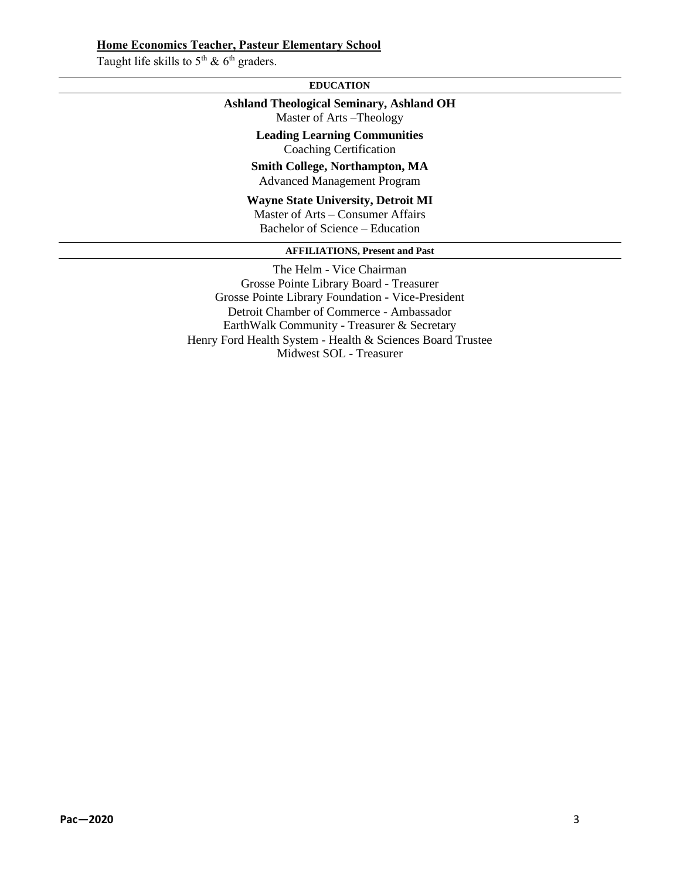**Home Economics Teacher, Pasteur Elementary School**

Taught life skills to 5th & 6th graders.

## EDUCATION

**Ashland Theological Seminary, Ashland OH**
Master of Arts –Theology

**Leading Learning Communities**
Coaching Certification

**Smith College, Northampton, MA**
Advanced Management Program

**Wayne State University, Detroit MI**
Master of Arts – Consumer Affairs
Bachelor of Science – Education

## AFFILIATIONS, Present and Past

The Helm - Vice Chairman
Grosse Pointe Library Board - Treasurer
Grosse Pointe Library Foundation - Vice-President
Detroit Chamber of Commerce - Ambassador
EarthWalk Community - Treasurer & Secretary
Henry Ford Health System - Health & Sciences Board Trustee
Midwest SOL - Treasurer